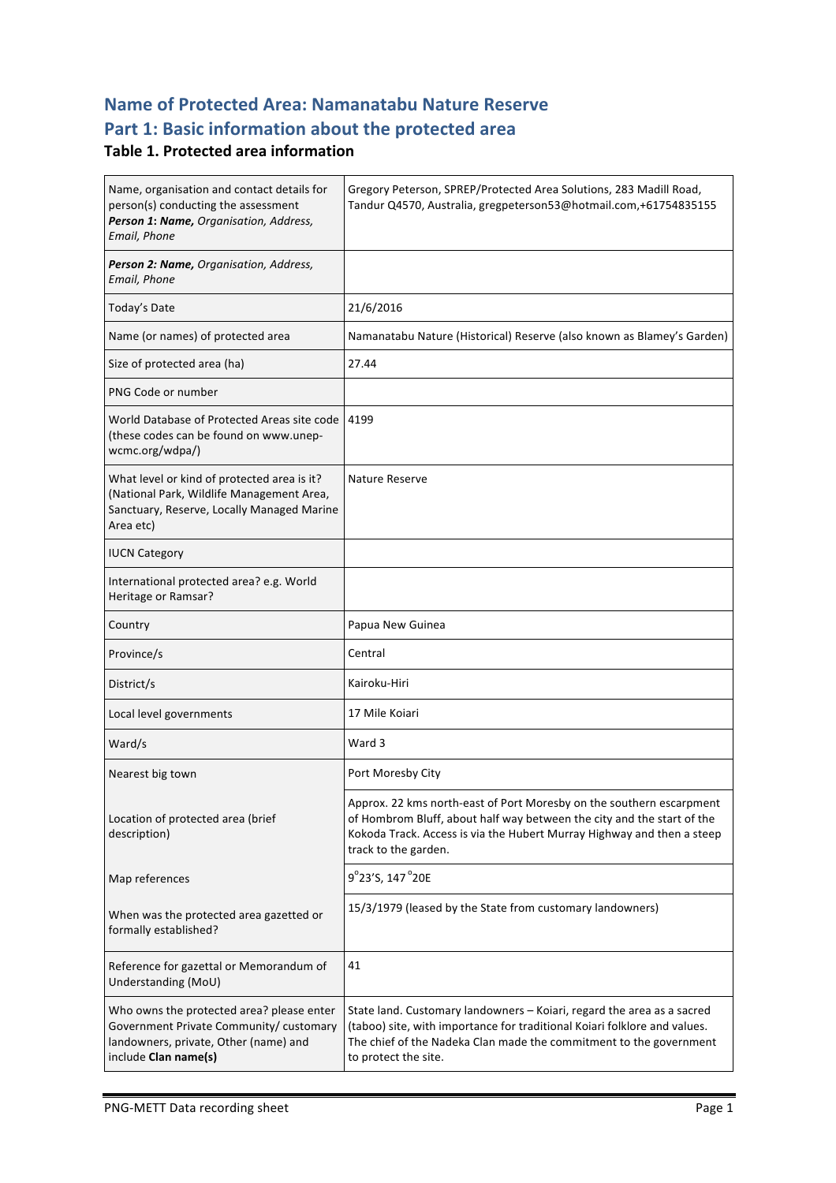# Name of Protected Area: Namanatabu Nature Reserve

## Part 1: Basic information about the protected area

### Table 1. Protected area information

| | |
|---|---|
| Name, organisation and contact details for person(s) conducting the assessment<br>***Person 1*: *Name,*** *Organisation, Address, Email, Phone* | Gregory Peterson, SPREP/Protected Area Solutions, 283 Madill Road, Tandur Q4570, Australia, gregpeterson53@hotmail.com,+61754835155 |
| ***Person 2: Name,*** *Organisation, Address, Email, Phone* | |
| Today's Date | 21/6/2016 |
| Name (or names) of protected area | Namanatabu Nature (Historical) Reserve (also known as Blamey's Garden) |
| Size of protected area (ha) | 27.44 |
| PNG Code or number | |
| World Database of Protected Areas site code (these codes can be found on www.unep-wcmc.org/wdpa/) | 4199 |
| What level or kind of protected area is it? (National Park, Wildlife Management Area, Sanctuary, Reserve, Locally Managed Marine Area etc) | Nature Reserve |
| IUCN Category | |
| International protected area? e.g. World Heritage or Ramsar? | |
| Country | Papua New Guinea |
| Province/s | Central |
| District/s | Kairoku-Hiri |
| Local level governments | 17 Mile Koiari |
| Ward/s | Ward 3 |
| Nearest big town | Port Moresby City |
| Location of protected area (brief description) | Approx. 22 kms north-east of Port Moresby on the southern escarpment of Hombrom Bluff, about half way between the city and the start of the Kokoda Track. Access is via the Hubert Murray Highway and then a steep track to the garden. |
| Map references | 9°23'S, 147°20E |
| When was the protected area gazetted or formally established? | 15/3/1979 (leased by the State from customary landowners) |
| Reference for gazettal or Memorandum of Understanding (MoU) | 41 |
| Who owns the protected area? please enter Government Private Community/ customary landowners, private, Other (name) and include **Clan name(s)** | State land. Customary landowners – Koiari, regard the area as a sacred (taboo) site, with importance for traditional Koiari folklore and values. The chief of the Nadeka Clan made the commitment to the government to protect the site. |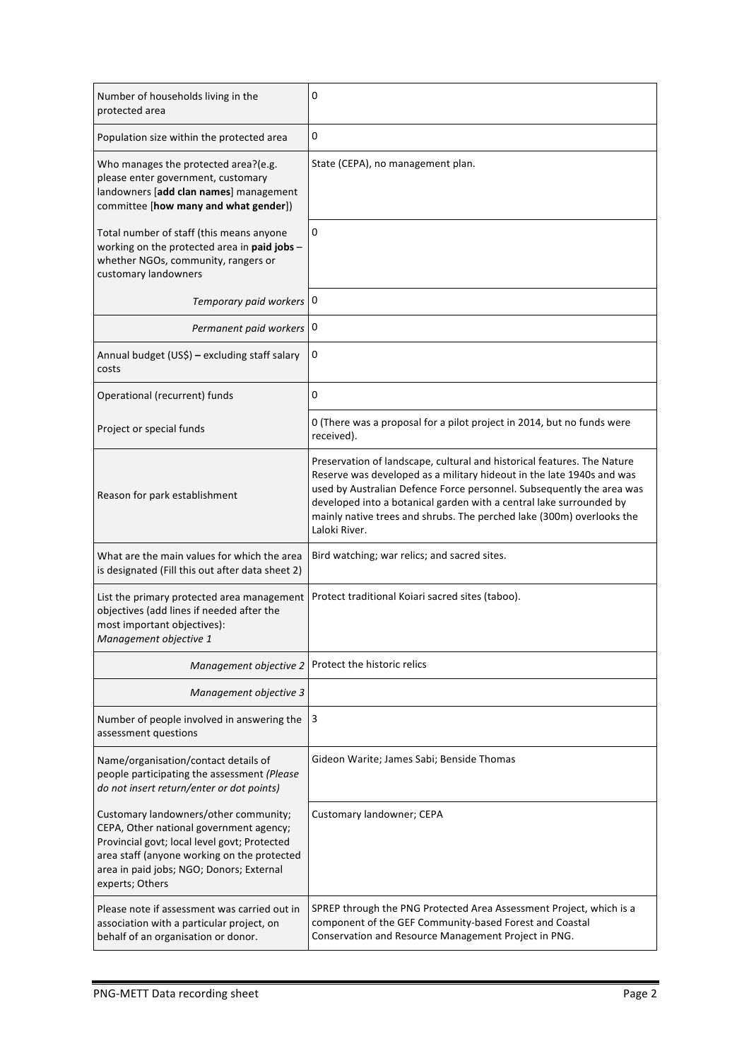| | |
|---|---|
| Number of households living in the protected area | 0 |
| Population size within the protected area | 0 |
| Who manages the protected area?(e.g. please enter government, customary landowners [**add clan names**] management committee [**how many and what gender**]) | State (CEPA), no management plan. |
| Total number of staff (this means anyone working on the protected area in **paid jobs** – whether NGOs, community, rangers or customary landowners | 0 |
| *Temporary paid workers* | 0 |
| *Permanent paid workers* | 0 |
| Annual budget (US$) **–** excluding staff salary costs | 0 |
| Operational (recurrent) funds | 0 |
| Project or special funds | 0 (There was a proposal for a pilot project in 2014, but no funds were received). |
| Reason for park establishment | Preservation of landscape, cultural and historical features. The Nature Reserve was developed as a military hideout in the late 1940s and was used by Australian Defence Force personnel. Subsequently the area was developed into a botanical garden with a central lake surrounded by mainly native trees and shrubs. The perched lake (300m) overlooks the Laloki River. |
| What are the main values for which the area is designated (Fill this out after data sheet 2) | Bird watching; war relics; and sacred sites. |
| List the primary protected area management objectives (add lines if needed after the most important objectives): *Management objective 1* | Protect traditional Koiari sacred sites (taboo). |
| *Management objective 2* | Protect the historic relics |
| *Management objective 3* | |
| Number of people involved in answering the assessment questions | 3 |
| Name/organisation/contact details of people participating the assessment *(Please do not insert return/enter or dot points)* | Gideon Warite; James Sabi; Benside Thomas |
| Customary landowners/other community; CEPA, Other national government agency; Provincial govt; local level govt; Protected area staff (anyone working on the protected area in paid jobs; NGO; Donors; External experts; Others | Customary landowner; CEPA |
| Please note if assessment was carried out in association with a particular project, on behalf of an organisation or donor. | SPREP through the PNG Protected Area Assessment Project, which is a component of the GEF Community-based Forest and Coastal Conservation and Resource Management Project in PNG. |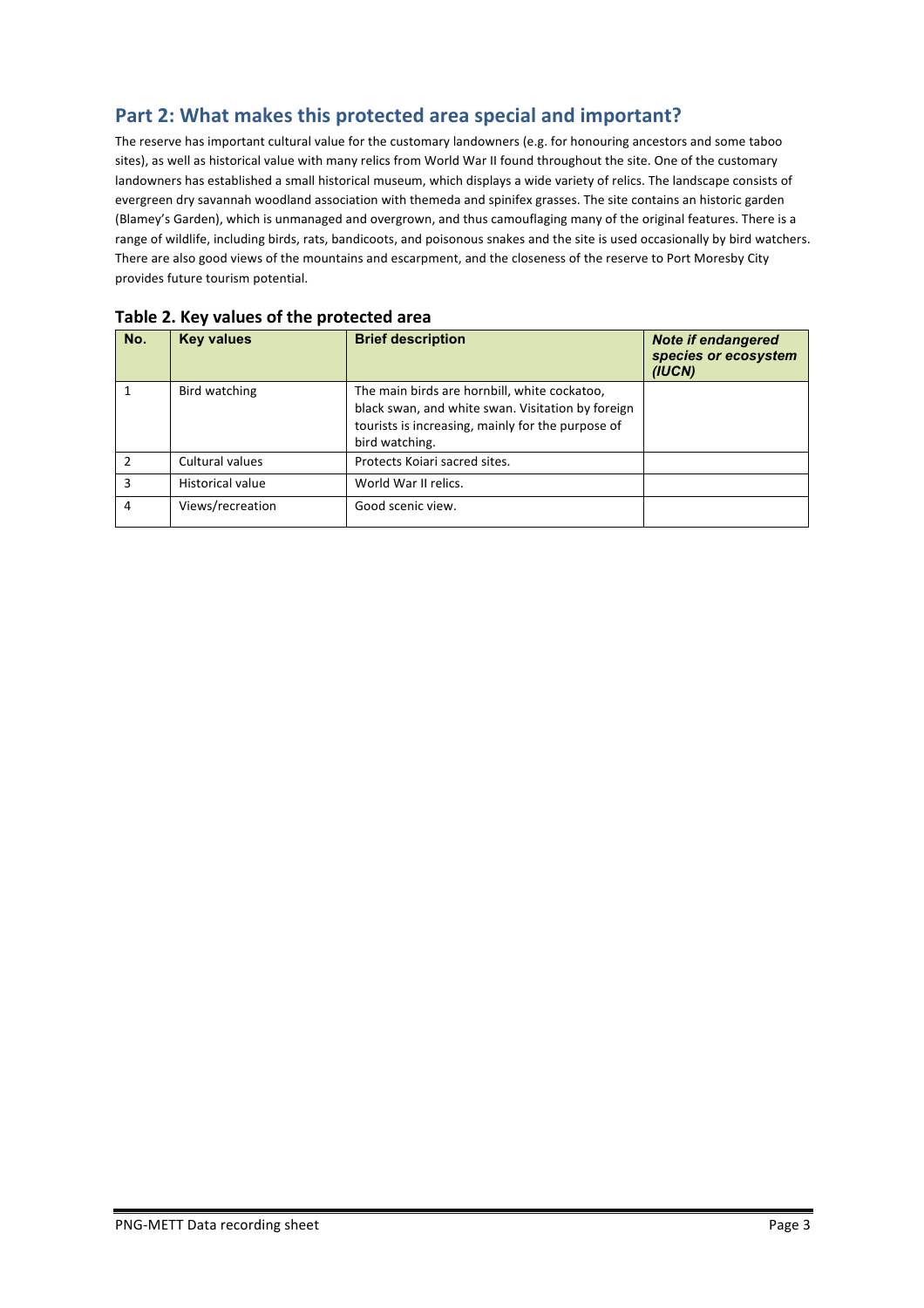## Part 2: What makes this protected area special and important?

The reserve has important cultural value for the customary landowners (e.g. for honouring ancestors and some taboo sites), as well as historical value with many relics from World War II found throughout the site. One of the customary landowners has established a small historical museum, which displays a wide variety of relics. The landscape consists of evergreen dry savannah woodland association with themeda and spinifex grasses. The site contains an historic garden (Blamey's Garden), which is unmanaged and overgrown, and thus camouflaging many of the original features. There is a range of wildlife, including birds, rats, bandicoots, and poisonous snakes and the site is used occasionally by bird watchers. There are also good views of the mountains and escarpment, and the closeness of the reserve to Port Moresby City provides future tourism potential.

### Table 2. Key values of the protected area

| No. | Key values | Brief description | *Note if endangered species or ecosystem (IUCN)* |
|---|---|---|---|
| 1 | Bird watching | The main birds are hornbill, white cockatoo, black swan, and white swan. Visitation by foreign tourists is increasing, mainly for the purpose of bird watching. | |
| 2 | Cultural values | Protects Koiari sacred sites. | |
| 3 | Historical value | World War II relics. | |
| 4 | Views/recreation | Good scenic view. | |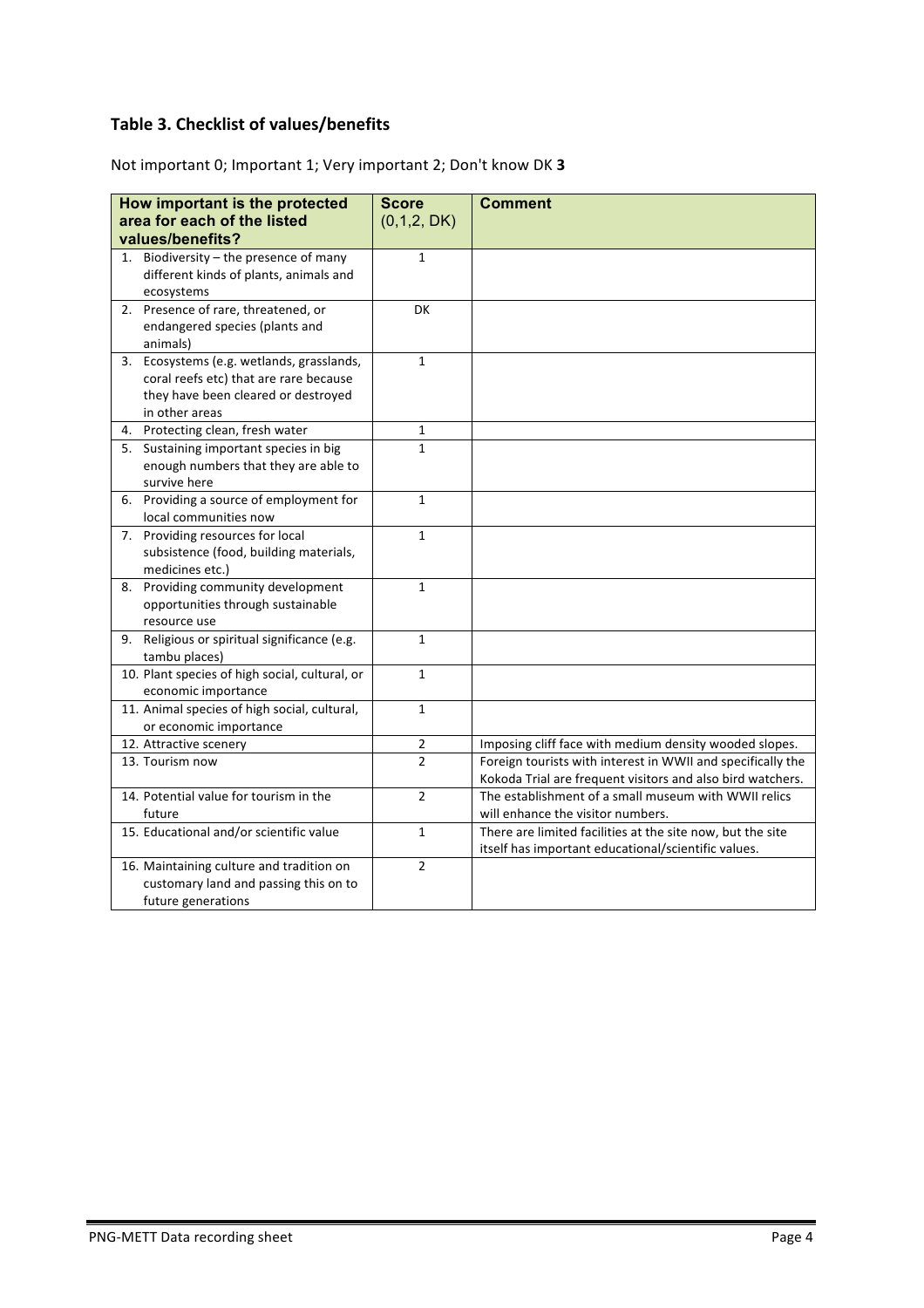## Table 3. Checklist of values/benefits

Not important 0; Important 1; Very important 2; Don't know DK **3**

| How important is the protected area for each of the listed values/benefits? | Score (0,1,2, DK) | Comment |
|---|---|---|
| 1. Biodiversity – the presence of many different kinds of plants, animals and ecosystems | 1 | |
| 2. Presence of rare, threatened, or endangered species (plants and animals) | DK | |
| 3. Ecosystems (e.g. wetlands, grasslands, coral reefs etc) that are rare because they have been cleared or destroyed in other areas | 1 | |
| 4. Protecting clean, fresh water | 1 | |
| 5. Sustaining important species in big enough numbers that they are able to survive here | 1 | |
| 6. Providing a source of employment for local communities now | 1 | |
| 7. Providing resources for local subsistence (food, building materials, medicines etc.) | 1 | |
| 8. Providing community development opportunities through sustainable resource use | 1 | |
| 9. Religious or spiritual significance (e.g. tambu places) | 1 | |
| 10. Plant species of high social, cultural, or economic importance | 1 | |
| 11. Animal species of high social, cultural, or economic importance | 1 | |
| 12. Attractive scenery | 2 | Imposing cliff face with medium density wooded slopes. |
| 13. Tourism now | 2 | Foreign tourists with interest in WWII and specifically the Kokoda Trial are frequent visitors and also bird watchers. |
| 14. Potential value for tourism in the future | 2 | The establishment of a small museum with WWII relics will enhance the visitor numbers. |
| 15. Educational and/or scientific value | 1 | There are limited facilities at the site now, but the site itself has important educational/scientific values. |
| 16. Maintaining culture and tradition on customary land and passing this on to future generations | 2 | |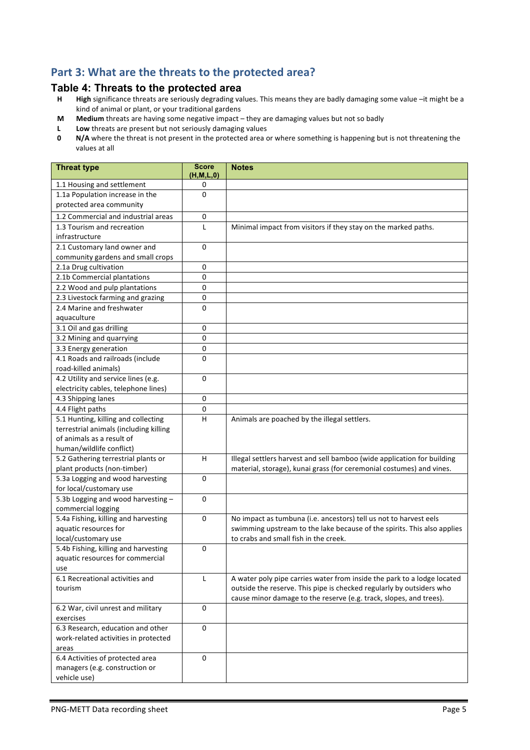## Part 3: What are the threats to the protected area?

### Table 4: Threats to the protected area

- **H** — **High** significance threats are seriously degrading values. This means they are badly damaging some value –it might be a kind of animal or plant, or your traditional gardens
- **M** — **Medium** threats are having some negative impact – they are damaging values but not so badly
- **L** — **Low** threats are present but not seriously damaging values
- **0** — **N/A** where the threat is not present in the protected area or where something is happening but is not threatening the values at all

| Threat type | Score (H,M,L,0) | Notes |
|---|---|---|
| 1.1 Housing and settlement | 0 | |
| 1.1a Population increase in the protected area community | 0 | |
| 1.2 Commercial and industrial areas | 0 | |
| 1.3 Tourism and recreation infrastructure | L | Minimal impact from visitors if they stay on the marked paths. |
| 2.1 Customary land owner and community gardens and small crops | 0 | |
| 2.1a Drug cultivation | 0 | |
| 2.1b Commercial plantations | 0 | |
| 2.2 Wood and pulp plantations | 0 | |
| 2.3 Livestock farming and grazing | 0 | |
| 2.4 Marine and freshwater aquaculture | 0 | |
| 3.1 Oil and gas drilling | 0 | |
| 3.2 Mining and quarrying | 0 | |
| 3.3 Energy generation | 0 | |
| 4.1 Roads and railroads (include road-killed animals) | 0 | |
| 4.2 Utility and service lines (e.g. electricity cables, telephone lines) | 0 | |
| 4.3 Shipping lanes | 0 | |
| 4.4 Flight paths | 0 | |
| 5.1 Hunting, killing and collecting terrestrial animals (including killing of animals as a result of human/wildlife conflict) | H | Animals are poached by the illegal settlers. |
| 5.2 Gathering terrestrial plants or plant products (non-timber) | H | Illegal settlers harvest and sell bamboo (wide application for building material, storage), kunai grass (for ceremonial costumes) and vines. |
| 5.3a Logging and wood harvesting for local/customary use | 0 | |
| 5.3b Logging and wood harvesting – commercial logging | 0 | |
| 5.4a Fishing, killing and harvesting aquatic resources for local/customary use | 0 | No impact as tumbuna (i.e. ancestors) tell us not to harvest eels swimming upstream to the lake because of the spirits. This also applies to crabs and small fish in the creek. |
| 5.4b Fishing, killing and harvesting aquatic resources for commercial use | 0 | |
| 6.1 Recreational activities and tourism | L | A water poly pipe carries water from inside the park to a lodge located outside the reserve. This pipe is checked regularly by outsiders who cause minor damage to the reserve (e.g. track, slopes, and trees). |
| 6.2 War, civil unrest and military exercises | 0 | |
| 6.3 Research, education and other work-related activities in protected areas | 0 | |
| 6.4 Activities of protected area managers (e.g. construction or vehicle use) | 0 | |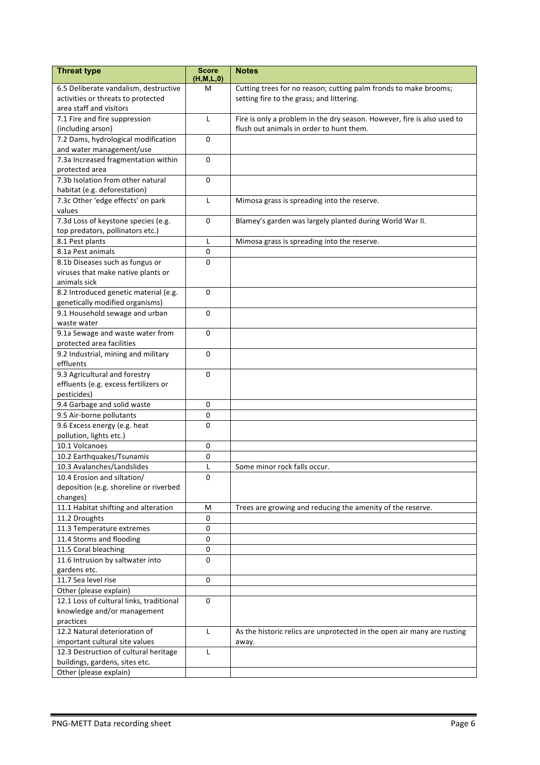| Threat type | Score (H,M,L,0) | Notes |
|---|---|---|
| 6.5 Deliberate vandalism, destructive activities or threats to protected area staff and visitors | M | Cutting trees for no reason; cutting palm fronds to make brooms; setting fire to the grass; and littering. |
| 7.1 Fire and fire suppression (including arson) | L | Fire is only a problem in the dry season. However, fire is also used to flush out animals in order to hunt them. |
| 7.2 Dams, hydrological modification and water management/use | 0 | |
| 7.3a Increased fragmentation within protected area | 0 | |
| 7.3b Isolation from other natural habitat (e.g. deforestation) | 0 | |
| 7.3c Other 'edge effects' on park values | L | Mimosa grass is spreading into the reserve. |
| 7.3d Loss of keystone species (e.g. top predators, pollinators etc.) | 0 | Blamey's garden was largely planted during World War II. |
| 8.1 Pest plants | L | Mimosa grass is spreading into the reserve. |
| 8.1a Pest animals | 0 | |
| 8.1b Diseases such as fungus or viruses that make native plants or animals sick | 0 | |
| 8.2 Introduced genetic material (e.g. genetically modified organisms) | 0 | |
| 9.1 Household sewage and urban waste water | 0 | |
| 9.1a Sewage and waste water from protected area facilities | 0 | |
| 9.2 Industrial, mining and military effluents | 0 | |
| 9.3 Agricultural and forestry effluents (e.g. excess fertilizers or pesticides) | 0 | |
| 9.4 Garbage and solid waste | 0 | |
| 9.5 Air-borne pollutants | 0 | |
| 9.6 Excess energy (e.g. heat pollution, lights etc.) | 0 | |
| 10.1 Volcanoes | 0 | |
| 10.2 Earthquakes/Tsunamis | 0 | |
| 10.3 Avalanches/Landslides | L | Some minor rock falls occur. |
| 10.4 Erosion and siltation/ deposition (e.g. shoreline or riverbed changes) | 0 | |
| 11.1 Habitat shifting and alteration | M | Trees are growing and reducing the amenity of the reserve. |
| 11.2 Droughts | 0 | |
| 11.3 Temperature extremes | 0 | |
| 11.4 Storms and flooding | 0 | |
| 11.5 Coral bleaching | 0 | |
| 11.6 Intrusion by saltwater into gardens etc. | 0 | |
| 11.7 Sea level rise | 0 | |
| Other (please explain) | | |
| 12.1 Loss of cultural links, traditional knowledge and/or management practices | 0 | |
| 12.2 Natural deterioration of important cultural site values | L | As the historic relics are unprotected in the open air many are rusting away. |
| 12.3 Destruction of cultural heritage buildings, gardens, sites etc. | L | |
| Other (please explain) | | |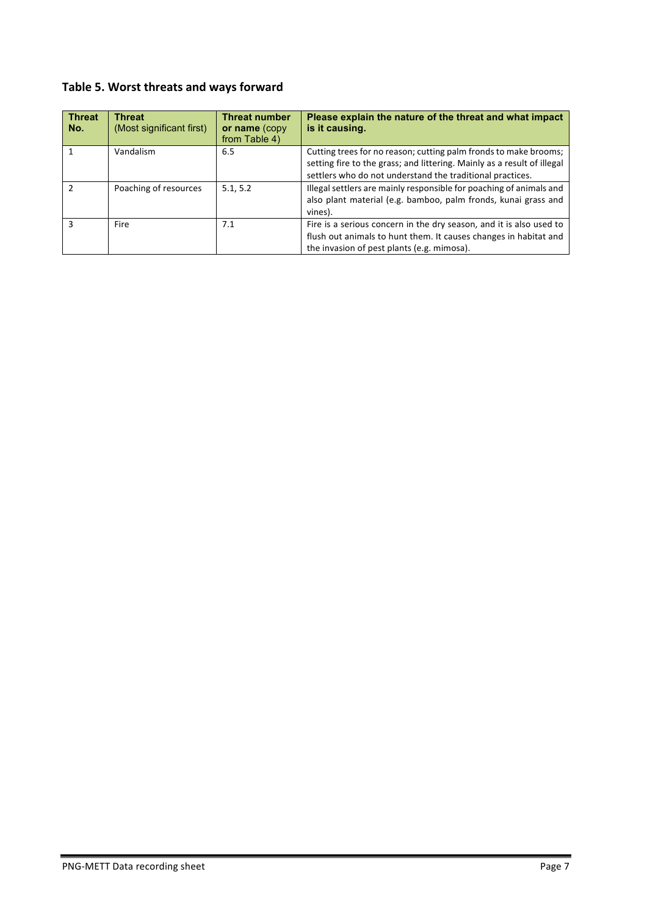## Table 5. Worst threats and ways forward

| Threat No. | Threat (Most significant first) | Threat number or name (copy from Table 4) | Please explain the nature of the threat and what impact is it causing. |
|---|---|---|---|
| 1 | Vandalism | 6.5 | Cutting trees for no reason; cutting palm fronds to make brooms; setting fire to the grass; and littering. Mainly as a result of illegal settlers who do not understand the traditional practices. |
| 2 | Poaching of resources | 5.1, 5.2 | Illegal settlers are mainly responsible for poaching of animals and also plant material (e.g. bamboo, palm fronds, kunai grass and vines). |
| 3 | Fire | 7.1 | Fire is a serious concern in the dry season, and it is also used to flush out animals to hunt them. It causes changes in habitat and the invasion of pest plants (e.g. mimosa). |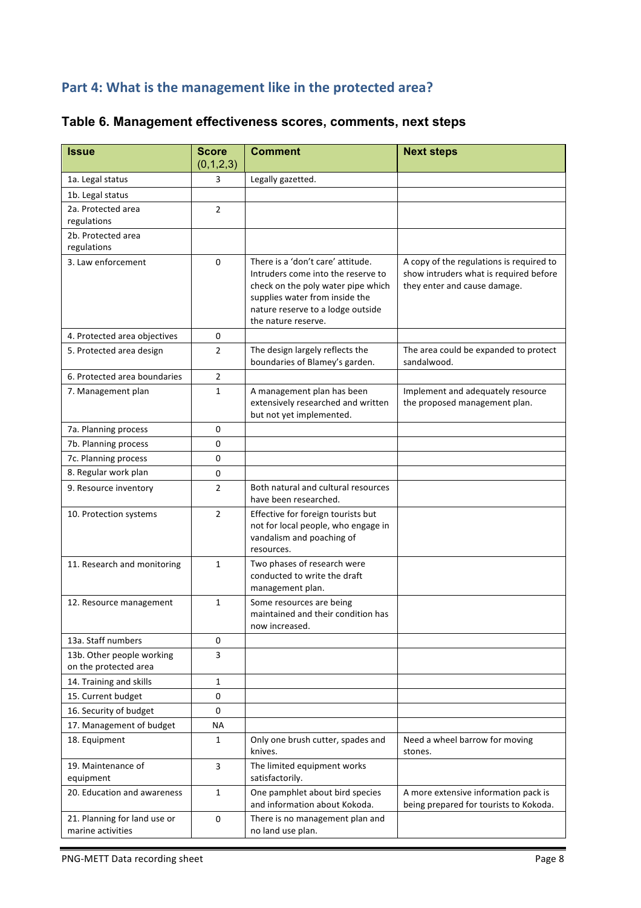## Part 4: What is the management like in the protected area?

### Table 6. Management effectiveness scores, comments, next steps

| Issue | Score (0,1,2,3) | Comment | Next steps |
|---|---|---|---|
| 1a. Legal status | 3 | Legally gazetted. | |
| 1b. Legal status | | | |
| 2a. Protected area regulations | 2 | | |
| 2b. Protected area regulations | | | |
| 3. Law enforcement | 0 | There is a 'don't care' attitude. Intruders come into the reserve to check on the poly water pipe which supplies water from inside the nature reserve to a lodge outside the nature reserve. | A copy of the regulations is required to show intruders what is required before they enter and cause damage. |
| 4. Protected area objectives | 0 | | |
| 5. Protected area design | 2 | The design largely reflects the boundaries of Blamey's garden. | The area could be expanded to protect sandalwood. |
| 6. Protected area boundaries | 2 | | |
| 7. Management plan | 1 | A management plan has been extensively researched and written but not yet implemented. | Implement and adequately resource the proposed management plan. |
| 7a. Planning process | 0 | | |
| 7b. Planning process | 0 | | |
| 7c. Planning process | 0 | | |
| 8. Regular work plan | 0 | | |
| 9. Resource inventory | 2 | Both natural and cultural resources have been researched. | |
| 10. Protection systems | 2 | Effective for foreign tourists but not for local people, who engage in vandalism and poaching of resources. | |
| 11. Research and monitoring | 1 | Two phases of research were conducted to write the draft management plan. | |
| 12. Resource management | 1 | Some resources are being maintained and their condition has now increased. | |
| 13a. Staff numbers | 0 | | |
| 13b. Other people working on the protected area | 3 | | |
| 14. Training and skills | 1 | | |
| 15. Current budget | 0 | | |
| 16. Security of budget | 0 | | |
| 17. Management of budget | NA | | |
| 18. Equipment | 1 | Only one brush cutter, spades and knives. | Need a wheel barrow for moving stones. |
| 19. Maintenance of equipment | 3 | The limited equipment works satisfactorily. | |
| 20. Education and awareness | 1 | One pamphlet about bird species and information about Kokoda. | A more extensive information pack is being prepared for tourists to Kokoda. |
| 21. Planning for land use or marine activities | 0 | There is no management plan and no land use plan. | |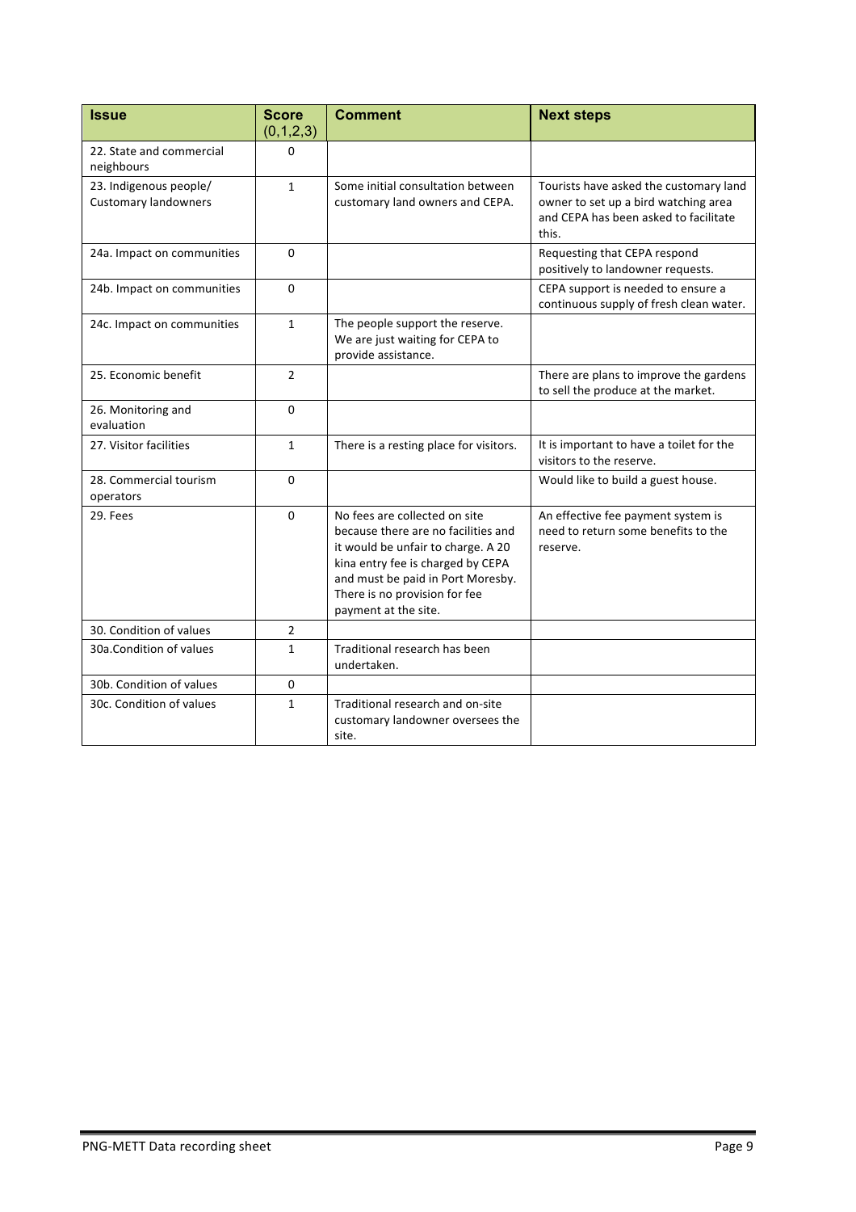| Issue | Score (0,1,2,3) | Comment | Next steps |
|---|---|---|---|
| 22. State and commercial neighbours | 0 | | |
| 23. Indigenous people/ Customary landowners | 1 | Some initial consultation between customary land owners and CEPA. | Tourists have asked the customary land owner to set up a bird watching area and CEPA has been asked to facilitate this. |
| 24a. Impact on communities | 0 | | Requesting that CEPA respond positively to landowner requests. |
| 24b. Impact on communities | 0 | | CEPA support is needed to ensure a continuous supply of fresh clean water. |
| 24c. Impact on communities | 1 | The people support the reserve. We are just waiting for CEPA to provide assistance. | |
| 25. Economic benefit | 2 | | There are plans to improve the gardens to sell the produce at the market. |
| 26. Monitoring and evaluation | 0 | | |
| 27. Visitor facilities | 1 | There is a resting place for visitors. | It is important to have a toilet for the visitors to the reserve. |
| 28. Commercial tourism operators | 0 | | Would like to build a guest house. |
| 29. Fees | 0 | No fees are collected on site because there are no facilities and it would be unfair to charge. A 20 kina entry fee is charged by CEPA and must be paid in Port Moresby. There is no provision for fee payment at the site. | An effective fee payment system is need to return some benefits to the reserve. |
| 30. Condition of values | 2 | | |
| 30a.Condition of values | 1 | Traditional research has been undertaken. | |
| 30b. Condition of values | 0 | | |
| 30c. Condition of values | 1 | Traditional research and on-site customary landowner oversees the site. | |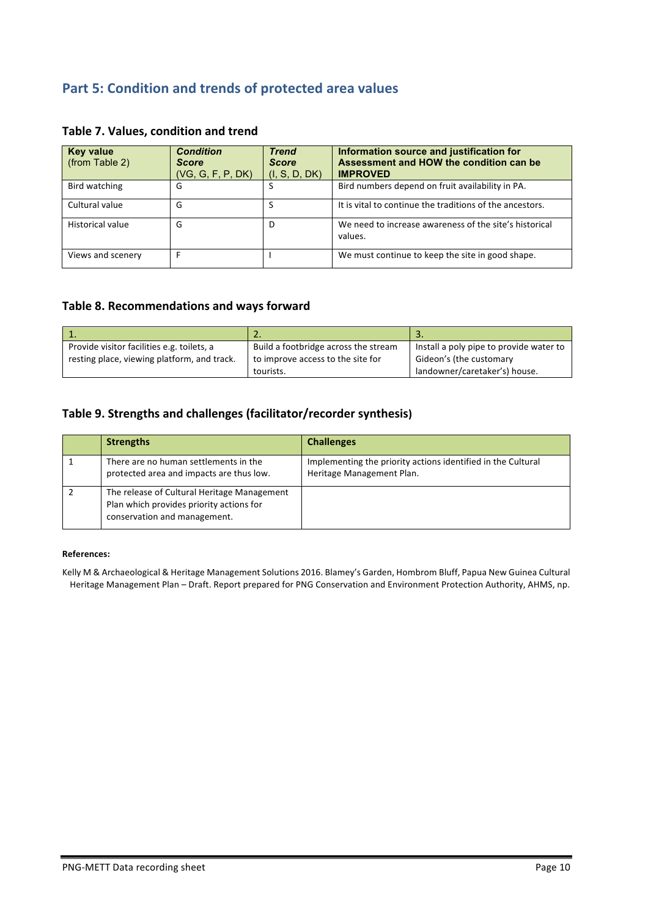## Part 5: Condition and trends of protected area values

### Table 7. Values, condition and trend

| Key value (from Table 2) | *Condition Score* (VG, G, F, P, DK) | *Trend Score* (I, S, D, DK) | Information source and justification for Assessment and HOW the condition can be **IMPROVED** |
|---|---|---|---|
| Bird watching | G | S | Bird numbers depend on fruit availability in PA. |
| Cultural value | G | S | It is vital to continue the traditions of the ancestors. |
| Historical value | G | D | We need to increase awareness of the site's historical values. |
| Views and scenery | F | I | We must continue to keep the site in good shape. |

### Table 8. Recommendations and ways forward

| 1. | 2. | 3. |
|---|---|---|
| Provide visitor facilities e.g. toilets, a resting place, viewing platform, and track. | Build a footbridge across the stream to improve access to the site for tourists. | Install a poly pipe to provide water to Gideon's (the customary landowner/caretaker's) house. |

### Table 9. Strengths and challenges (facilitator/recorder synthesis)

| | Strengths | Challenges |
|---|---|---|
| 1 | There are no human settlements in the protected area and impacts are thus low. | Implementing the priority actions identified in the Cultural Heritage Management Plan. |
| 2 | The release of Cultural Heritage Management Plan which provides priority actions for conservation and management. | |

**References:**

Kelly M & Archaeological & Heritage Management Solutions 2016. Blamey's Garden, Hombrom Bluff, Papua New Guinea Cultural Heritage Management Plan – Draft. Report prepared for PNG Conservation and Environment Protection Authority, AHMS, np.